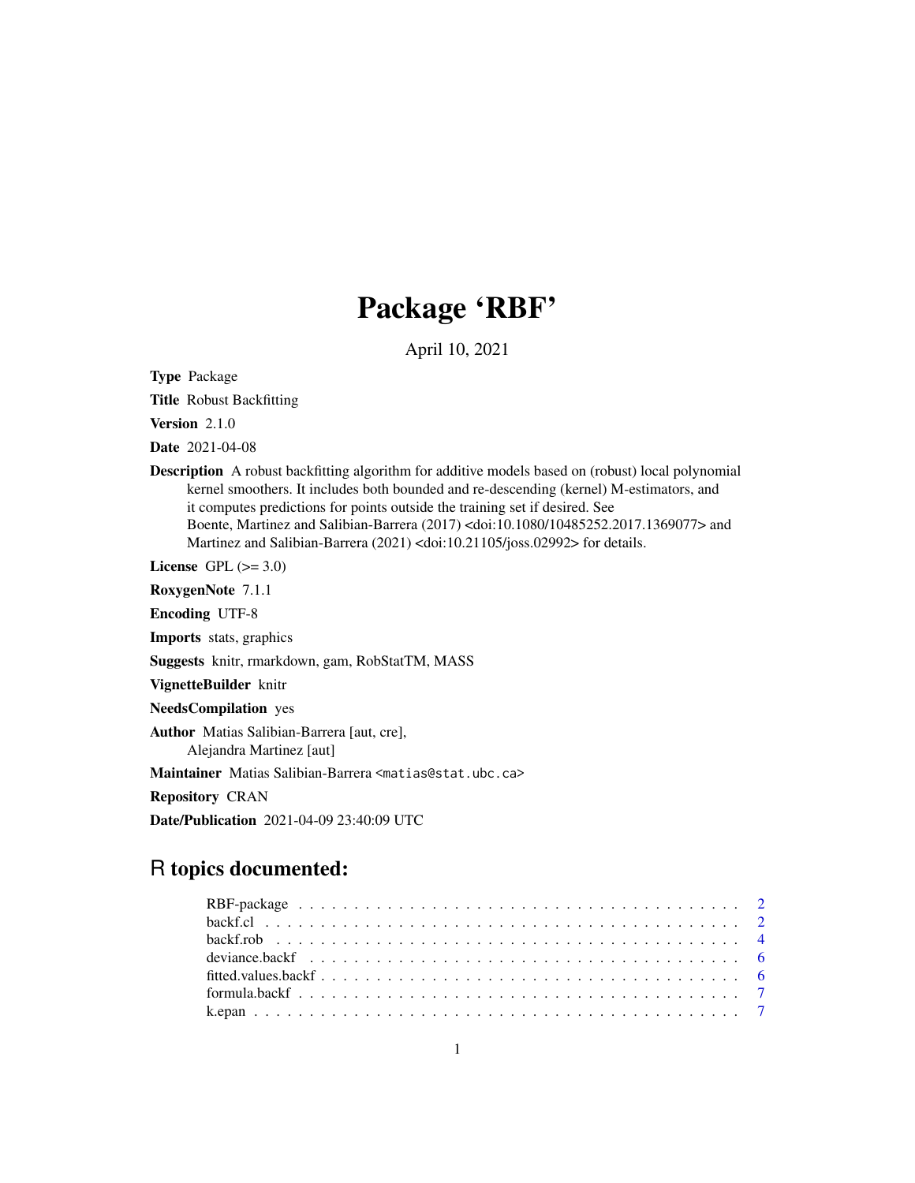# Package 'RBF'

April 10, 2021

**Type** Package

**Title** Robust Backfitting

**Version** 2.1.0

**Date** 2021-04-08

**Description** A robust backfitting algorithm for additive models based on (robust) local polynomial kernel smoothers. It includes both bounded and re-descending (kernel) M-estimators, and it computes predictions for points outside the training set if desired. See Boente, Martinez and Salibian-Barrera (2017) <doi:10.1080/10485252.2017.1369077> and Martinez and Salibian-Barrera (2021) <doi:10.21105/joss.02992> for details.

**License** GPL (>= 3.0)

**RoxygenNote** 7.1.1

**Encoding** UTF-8

**Imports** stats, graphics

**Suggests** knitr, rmarkdown, gam, RobStatTM, MASS

**VignetteBuilder** knitr

**NeedsCompilation** yes

**Author** Matias Salibian-Barrera [aut, cre], Alejandra Martinez [aut]

**Maintainer** Matias Salibian-Barrera <matias@stat.ubc.ca>

**Repository** CRAN

**Date/Publication** 2021-04-09 23:40:09 UTC

## R topics documented:

- RBF-package . . . . . . . . . . . . . . . . . . . . . . . . . . . . . . . . . . . . . . . 2
- backf.cl . . . . . . . . . . . . . . . . . . . . . . . . . . . . . . . . . . . . . . . . . 2
- backf.rob . . . . . . . . . . . . . . . . . . . . . . . . . . . . . . . . . . . . . . . . 4
- deviance.backf . . . . . . . . . . . . . . . . . . . . . . . . . . . . . . . . . . . . . 6
- fitted.values.backf . . . . . . . . . . . . . . . . . . . . . . . . . . . . . . . . . . . 6
- formula.backf . . . . . . . . . . . . . . . . . . . . . . . . . . . . . . . . . . . . . . 7
- k.epan . . . . . . . . . . . . . . . . . . . . . . . . . . . . . . . . . . . . . . . . . . 7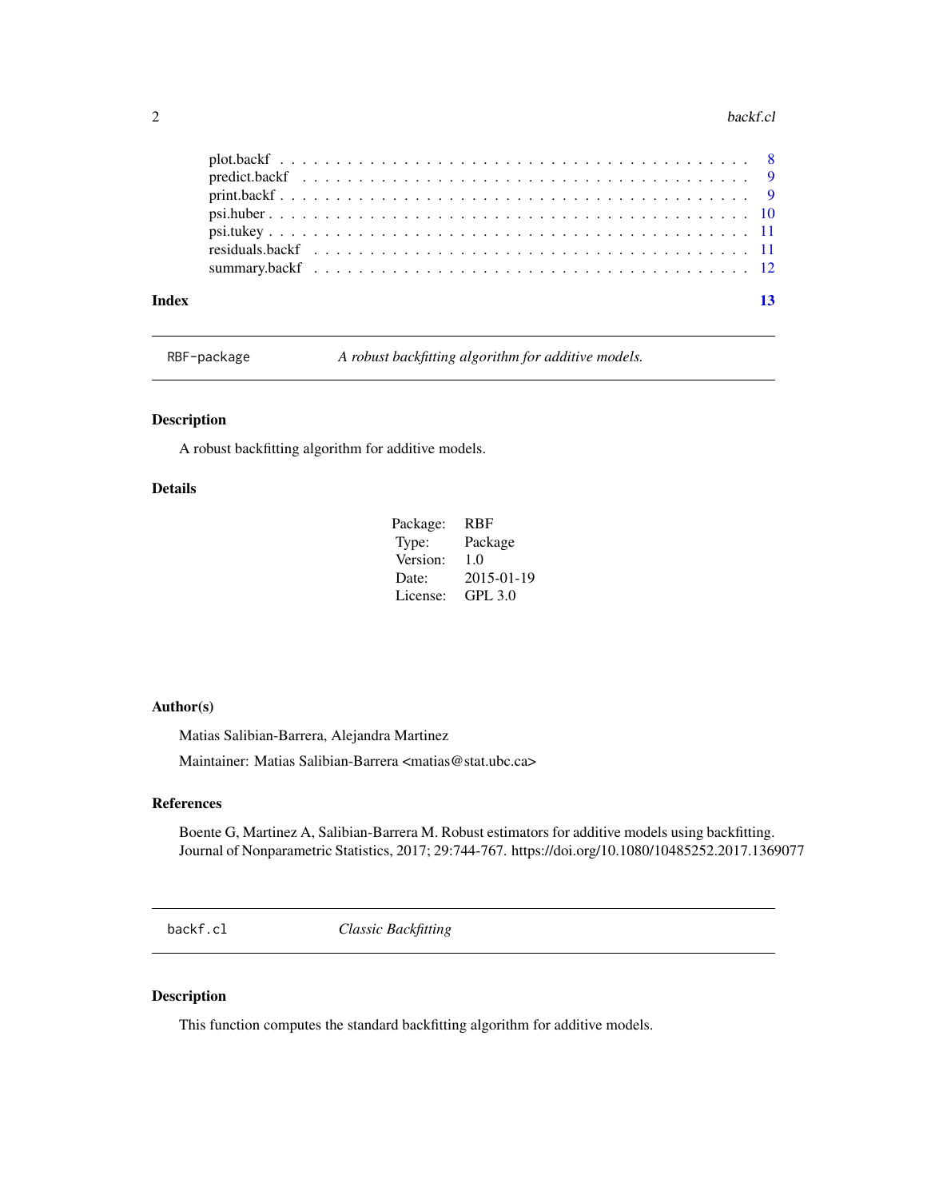plot.backf . . . . . . . . . . . . . . . . . . . . . . . . . . . . . . . . . . . . . . 8
predict.backf . . . . . . . . . . . . . . . . . . . . . . . . . . . . . . . . . . . . . 9
print.backf . . . . . . . . . . . . . . . . . . . . . . . . . . . . . . . . . . . . . . 9
psi.huber . . . . . . . . . . . . . . . . . . . . . . . . . . . . . . . . . . . . . . . 10
psi.tukey . . . . . . . . . . . . . . . . . . . . . . . . . . . . . . . . . . . . . . . 11
residuals.backf . . . . . . . . . . . . . . . . . . . . . . . . . . . . . . . . . . . . 11
summary.backf . . . . . . . . . . . . . . . . . . . . . . . . . . . . . . . . . . . . . 12

**Index** **13**

---

## `RBF-package` *A robust backfitting algorithm for additive models.*

### Description

A robust backfitting algorithm for additive models.

### Details

| | |
|---|---|
| Package: | RBF |
| Type: | Package |
| Version: | 1.0 |
| Date: | 2015-01-19 |
| License: | GPL 3.0 |

### Author(s)

Matias Salibian-Barrera, Alejandra Martinez

Maintainer: Matias Salibian-Barrera <matias@stat.ubc.ca>

### References

Boente G, Martinez A, Salibian-Barrera M. Robust estimators for additive models using backfitting. Journal of Nonparametric Statistics, 2017; 29:744-767. https://doi.org/10.1080/10485252.2017.1369077

---

## `backf.cl` *Classic Backfitting*

### Description

This function computes the standard backfitting algorithm for additive models.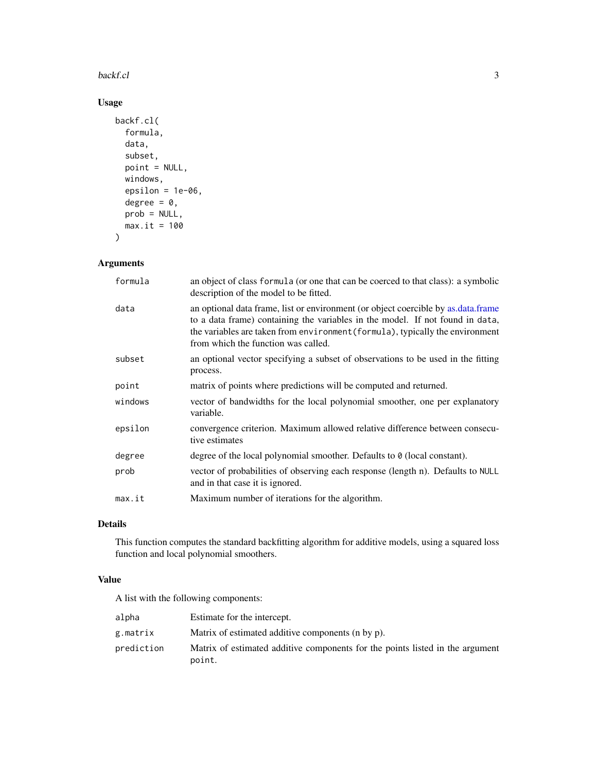## Usage

```
backf.cl(
  formula,
  data,
  subset,
  point = NULL,
  windows,
  epsilon = 1e-06,
  degree = 0,
  prob = NULL,
  max.it = 100
)
```

## Arguments

| | |
|---|---|
| `formula` | an object of class `formula` (or one that can be coerced to that class): a symbolic description of the model to be fitted. |
| `data` | an optional data frame, list or environment (or object coercible by as.data.frame to a data frame) containing the variables in the model. If not found in `data`, the variables are taken from `environment(formula)`, typically the environment from which the function was called. |
| `subset` | an optional vector specifying a subset of observations to be used in the fitting process. |
| `point` | matrix of points where predictions will be computed and returned. |
| `windows` | vector of bandwidths for the local polynomial smoother, one per explanatory variable. |
| `epsilon` | convergence criterion. Maximum allowed relative difference between consecutive estimates |
| `degree` | degree of the local polynomial smoother. Defaults to `0` (local constant). |
| `prob` | vector of probabilities of observing each response (length n). Defaults to `NULL` and in that case it is ignored. |
| `max.it` | Maximum number of iterations for the algorithm. |

## Details

This function computes the standard backfitting algorithm for additive models, using a squared loss function and local polynomial smoothers.

## Value

A list with the following components:

| | |
|---|---|
| `alpha` | Estimate for the intercept. |
| `g.matrix` | Matrix of estimated additive components (n by p). |
| `prediction` | Matrix of estimated additive components for the points listed in the argument `point`. |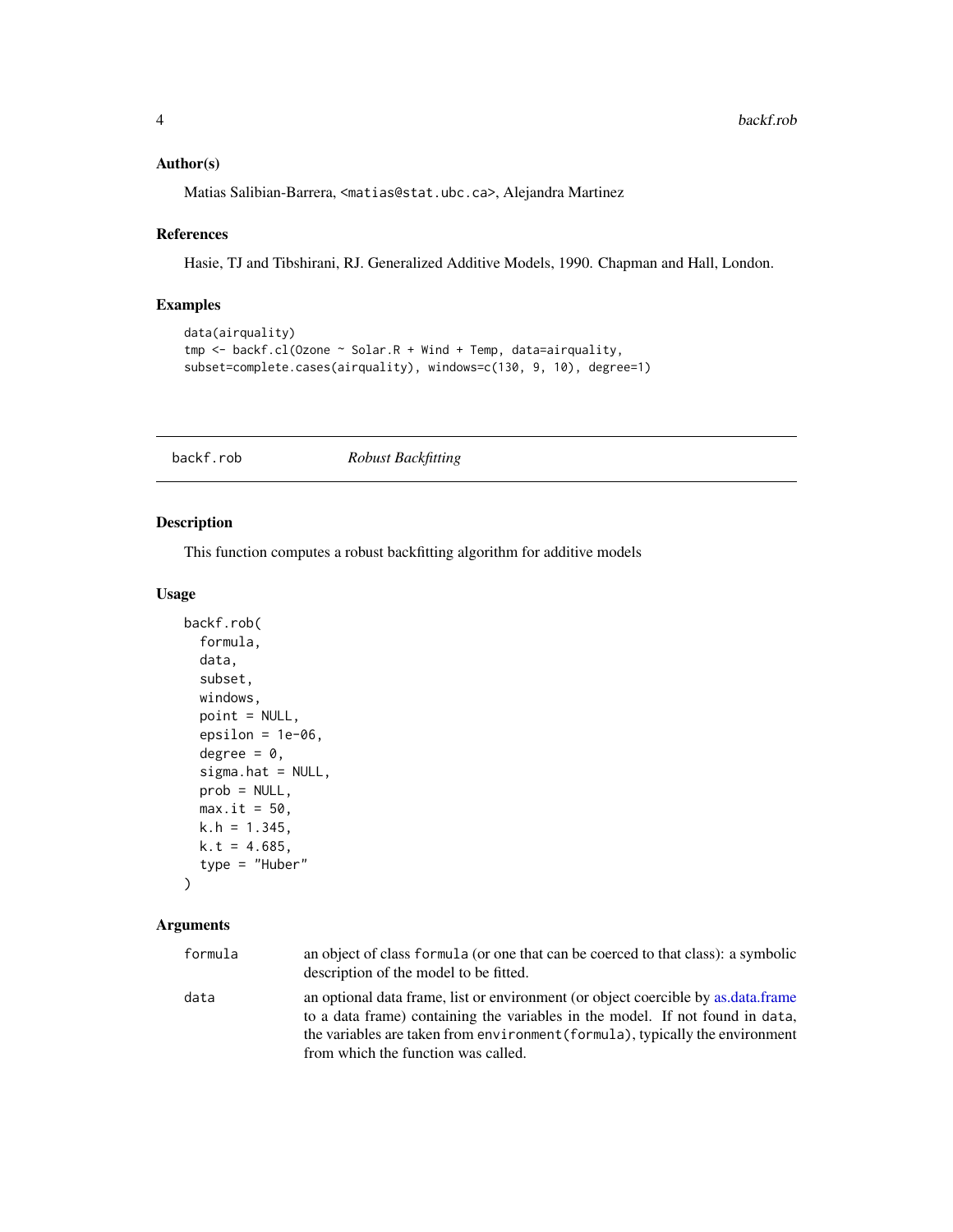### Author(s)

Matias Salibian-Barrera, <matias@stat.ubc.ca>, Alejandra Martinez

### References

Hasie, TJ and Tibshirani, RJ. Generalized Additive Models, 1990. Chapman and Hall, London.

### Examples

```
data(airquality)
tmp <- backf.cl(Ozone ~ Solar.R + Wind + Temp, data=airquality,
subset=complete.cases(airquality), windows=c(130, 9, 10), degree=1)
```

---

## backf.rob — *Robust Backfitting*

### Description

This function computes a robust backfitting algorithm for additive models

### Usage

```
backf.rob(
  formula,
  data,
  subset,
  windows,
  point = NULL,
  epsilon = 1e-06,
  degree = 0,
  sigma.hat = NULL,
  prob = NULL,
  max.it = 50,
  k.h = 1.345,
  k.t = 4.685,
  type = "Huber"
)
```

### Arguments

| | |
|---|---|
| `formula` | an object of class `formula` (or one that can be coerced to that class): a symbolic description of the model to be fitted. |
| `data` | an optional data frame, list or environment (or object coercible by as.data.frame to a data frame) containing the variables in the model. If not found in `data`, the variables are taken from `environment(formula)`, typically the environment from which the function was called. |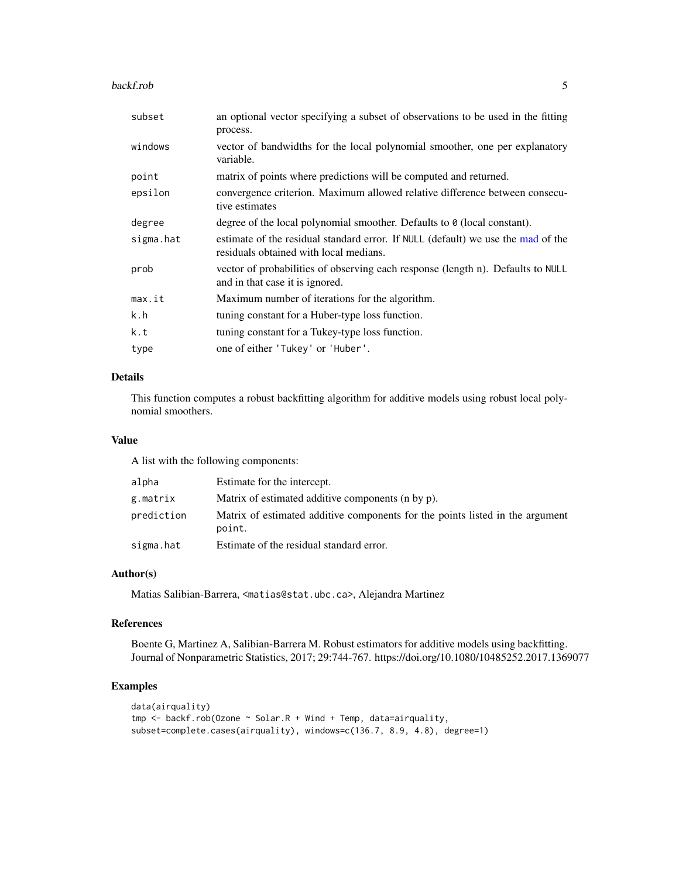| | |
|---|---|
| subset | an optional vector specifying a subset of observations to be used in the fitting process. |
| windows | vector of bandwidths for the local polynomial smoother, one per explanatory variable. |
| point | matrix of points where predictions will be computed and returned. |
| epsilon | convergence criterion. Maximum allowed relative difference between consecutive estimates |
| degree | degree of the local polynomial smoother. Defaults to `0` (local constant). |
| sigma.hat | estimate of the residual standard error. If `NULL` (default) we use the mad of the residuals obtained with local medians. |
| prob | vector of probabilities of observing each response (length n). Defaults to `NULL` and in that case it is ignored. |
| max.it | Maximum number of iterations for the algorithm. |
| k.h | tuning constant for a Huber-type loss function. |
| k.t | tuning constant for a Tukey-type loss function. |
| type | one of either `'Tukey'` or `'Huber'`. |

## Details

This function computes a robust backfitting algorithm for additive models using robust local polynomial smoothers.

## Value

A list with the following components:

| | |
|---|---|
| alpha | Estimate for the intercept. |
| g.matrix | Matrix of estimated additive components (n by p). |
| prediction | Matrix of estimated additive components for the points listed in the argument `point`. |
| sigma.hat | Estimate of the residual standard error. |

## Author(s)

Matias Salibian-Barrera, <matias@stat.ubc.ca>, Alejandra Martinez

## References

Boente G, Martinez A, Salibian-Barrera M. Robust estimators for additive models using backfitting. Journal of Nonparametric Statistics, 2017; 29:744-767. https://doi.org/10.1080/10485252.2017.1369077

## Examples

```
data(airquality)
tmp <- backf.rob(Ozone ~ Solar.R + Wind + Temp, data=airquality,
subset=complete.cases(airquality), windows=c(136.7, 8.9, 4.8), degree=1)
```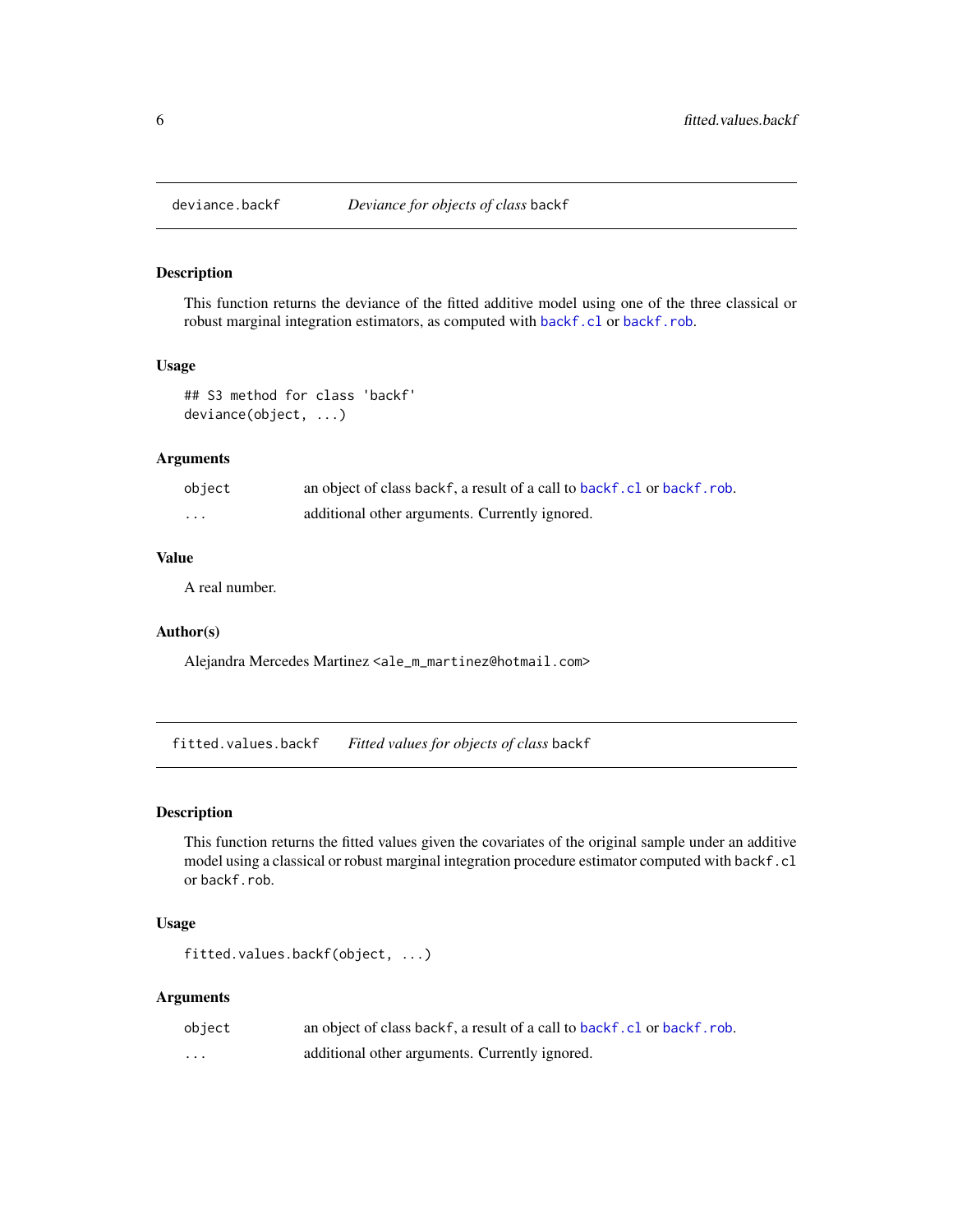## deviance.backf — *Deviance for objects of class* backf

### Description

This function returns the deviance of the fitted additive model using one of the three classical or robust marginal integration estimators, as computed with `backf.cl` or `backf.rob`.

### Usage

```
## S3 method for class 'backf'
deviance(object, ...)
```

### Arguments

| | |
|---|---|
| `object` | an object of class `backf`, a result of a call to `backf.cl` or `backf.rob`. |
| `...` | additional other arguments. Currently ignored. |

### Value

A real number.

### Author(s)

Alejandra Mercedes Martinez <ale_m_martinez@hotmail.com>

## fitted.values.backf — *Fitted values for objects of class* backf

### Description

This function returns the fitted values given the covariates of the original sample under an additive model using a classical or robust marginal integration procedure estimator computed with `backf.cl` or `backf.rob`.

### Usage

```
fitted.values.backf(object, ...)
```

### Arguments

| | |
|---|---|
| `object` | an object of class `backf`, a result of a call to `backf.cl` or `backf.rob`. |
| `...` | additional other arguments. Currently ignored. |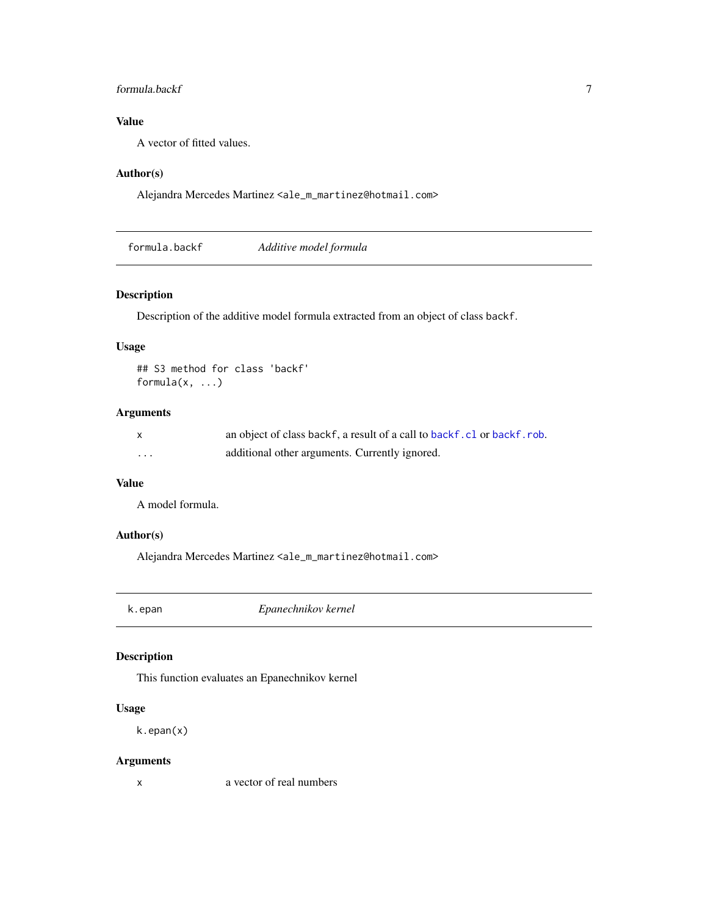## Value

A vector of fitted values.

## Author(s)

Alejandra Mercedes Martinez <ale_m_martinez@hotmail.com>

---

# formula.backf — *Additive model formula*

## Description

Description of the additive model formula extracted from an object of class backf.

## Usage

```
## S3 method for class 'backf'
formula(x, ...)
```

## Arguments

| | |
|---|---|
| x | an object of class backf, a result of a call to backf.cl or backf.rob. |
| ... | additional other arguments. Currently ignored. |

## Value

A model formula.

## Author(s)

Alejandra Mercedes Martinez <ale_m_martinez@hotmail.com>

---

# k.epan — *Epanechnikov kernel*

## Description

This function evaluates an Epanechnikov kernel

## Usage

```
k.epan(x)
```

## Arguments

| | |
|---|---|
| x | a vector of real numbers |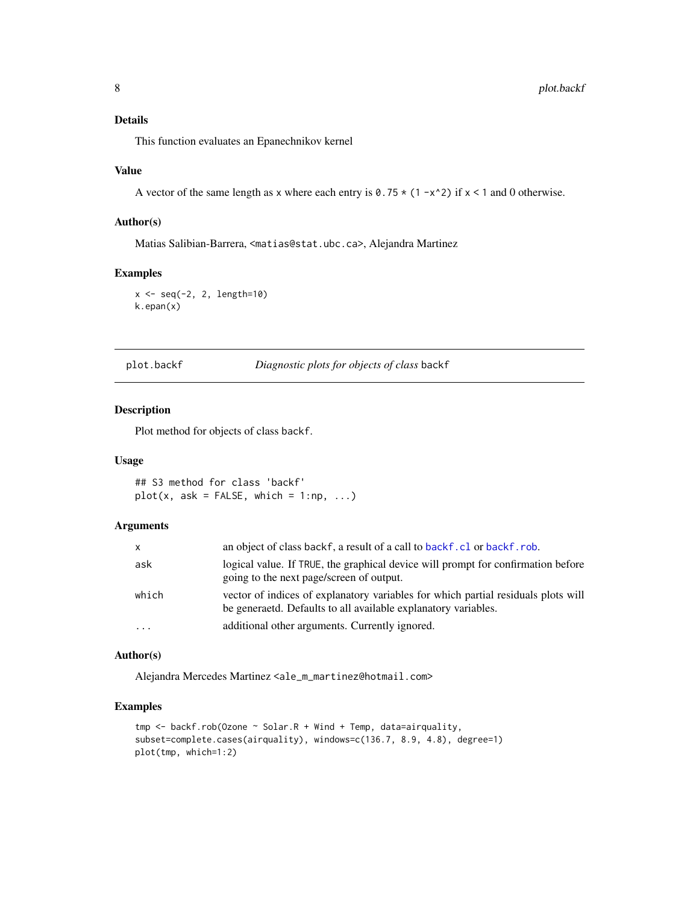### Details

This function evaluates an Epanechnikov kernel

### Value

A vector of the same length as x where each entry is `0.75 * (1 -x^2)` if `x < 1` and 0 otherwise.

### Author(s)

Matias Salibian-Barrera, <matias@stat.ubc.ca>, Alejandra Martinez

### Examples

```
x <- seq(-2, 2, length=10)
k.epan(x)
```

---

## plot.backf — *Diagnostic plots for objects of class* backf

### Description

Plot method for objects of class `backf`.

### Usage

```
## S3 method for class 'backf'
plot(x, ask = FALSE, which = 1:np, ...)
```

### Arguments

| | |
|---|---|
| x | an object of class `backf`, a result of a call to `backf.cl` or `backf.rob`. |
| ask | logical value. If `TRUE`, the graphical device will prompt for confirmation before going to the next page/screen of output. |
| which | vector of indices of explanatory variables for which partial residuals plots will be generaetd. Defaults to all available explanatory variables. |
| ... | additional other arguments. Currently ignored. |

### Author(s)

Alejandra Mercedes Martinez <ale_m_martinez@hotmail.com>

### Examples

```
tmp <- backf.rob(Ozone ~ Solar.R + Wind + Temp, data=airquality,
subset=complete.cases(airquality), windows=c(136.7, 8.9, 4.8), degree=1)
plot(tmp, which=1:2)
```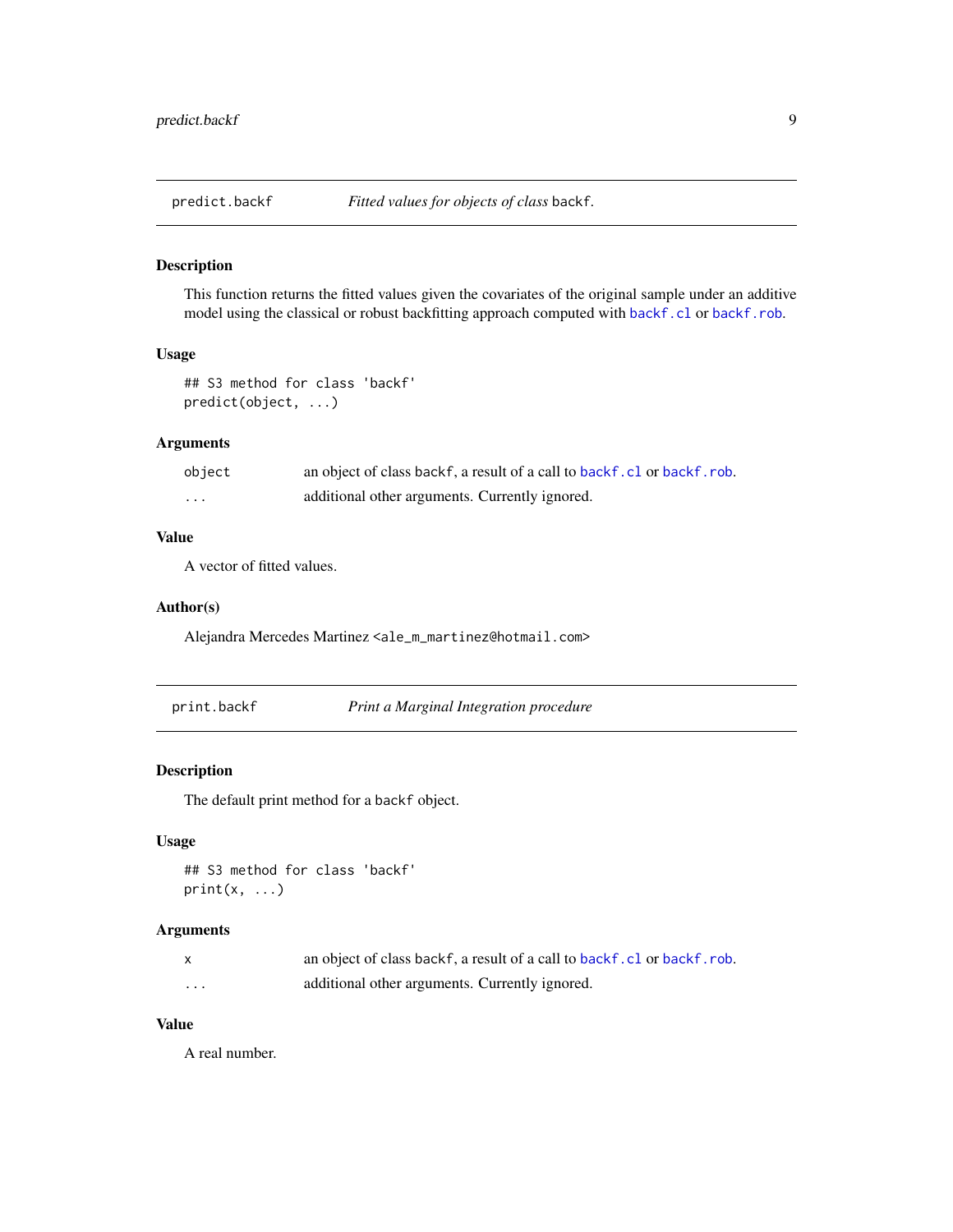## predict.backf — *Fitted values for objects of class* `backf`.

### Description

This function returns the fitted values given the covariates of the original sample under an additive model using the classical or robust backfitting approach computed with `backf.cl` or `backf.rob`.

### Usage

```
## S3 method for class 'backf'
predict(object, ...)
```

### Arguments

| | |
|---|---|
| `object` | an object of class `backf`, a result of a call to `backf.cl` or `backf.rob`. |
| `...` | additional other arguments. Currently ignored. |

### Value

A vector of fitted values.

### Author(s)

Alejandra Mercedes Martinez `<ale_m_martinez@hotmail.com>`

## print.backf — *Print a Marginal Integration procedure*

### Description

The default print method for a `backf` object.

### Usage

```
## S3 method for class 'backf'
print(x, ...)
```

### Arguments

| | |
|---|---|
| `x` | an object of class `backf`, a result of a call to `backf.cl` or `backf.rob`. |
| `...` | additional other arguments. Currently ignored. |

### Value

A real number.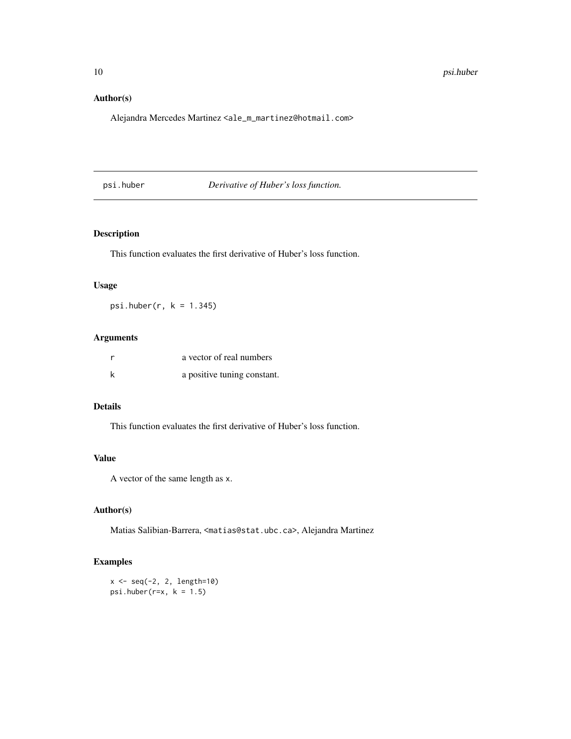## Author(s)

Alejandra Mercedes Martinez <ale_m_martinez@hotmail.com>

---

# psi.huber *Derivative of Huber's loss function.*

---

### Description

This function evaluates the first derivative of Huber's loss function.

### Usage

```
psi.huber(r, k = 1.345)
```

### Arguments

| | |
|---|---|
| r | a vector of real numbers |
| k | a positive tuning constant. |

### Details

This function evaluates the first derivative of Huber's loss function.

### Value

A vector of the same length as x.

### Author(s)

Matias Salibian-Barrera, <matias@stat.ubc.ca>, Alejandra Martinez

### Examples

```
x <- seq(-2, 2, length=10)
psi.huber(r=x, k = 1.5)
```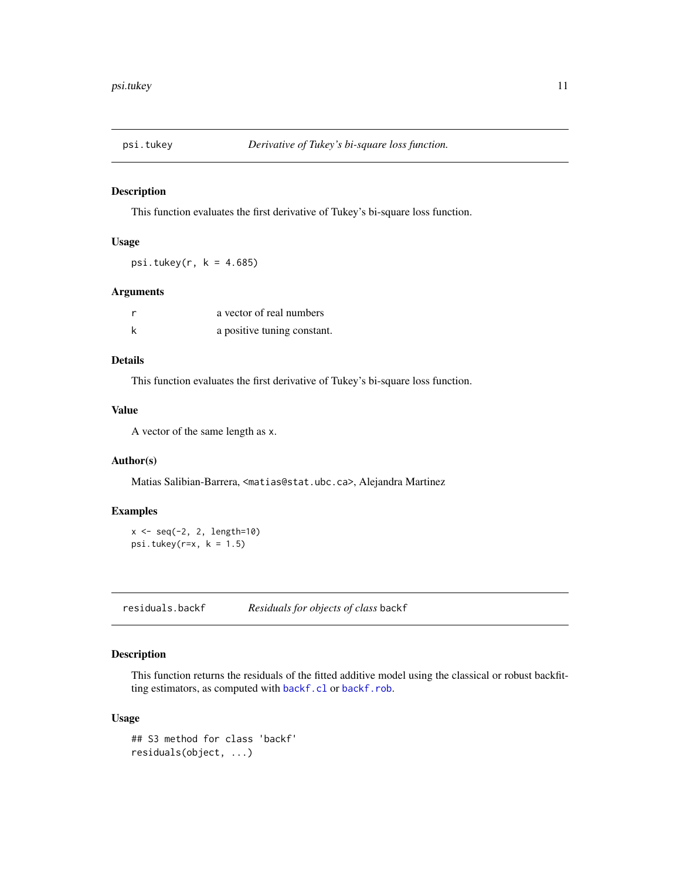## psi.tukey — *Derivative of Tukey's bi-square loss function.*

### Description

This function evaluates the first derivative of Tukey's bi-square loss function.

### Usage

```
psi.tukey(r, k = 4.685)
```

### Arguments

| | |
|---|---|
| r | a vector of real numbers |
| k | a positive tuning constant. |

### Details

This function evaluates the first derivative of Tukey's bi-square loss function.

### Value

A vector of the same length as x.

### Author(s)

Matias Salibian-Barrera, <matias@stat.ubc.ca>, Alejandra Martinez

### Examples

```
x <- seq(-2, 2, length=10)
psi.tukey(r=x, k = 1.5)
```

## residuals.backf — *Residuals for objects of class* backf

### Description

This function returns the residuals of the fitted additive model using the classical or robust backfitting estimators, as computed with backf.cl or backf.rob.

### Usage

```
## S3 method for class 'backf'
residuals(object, ...)
```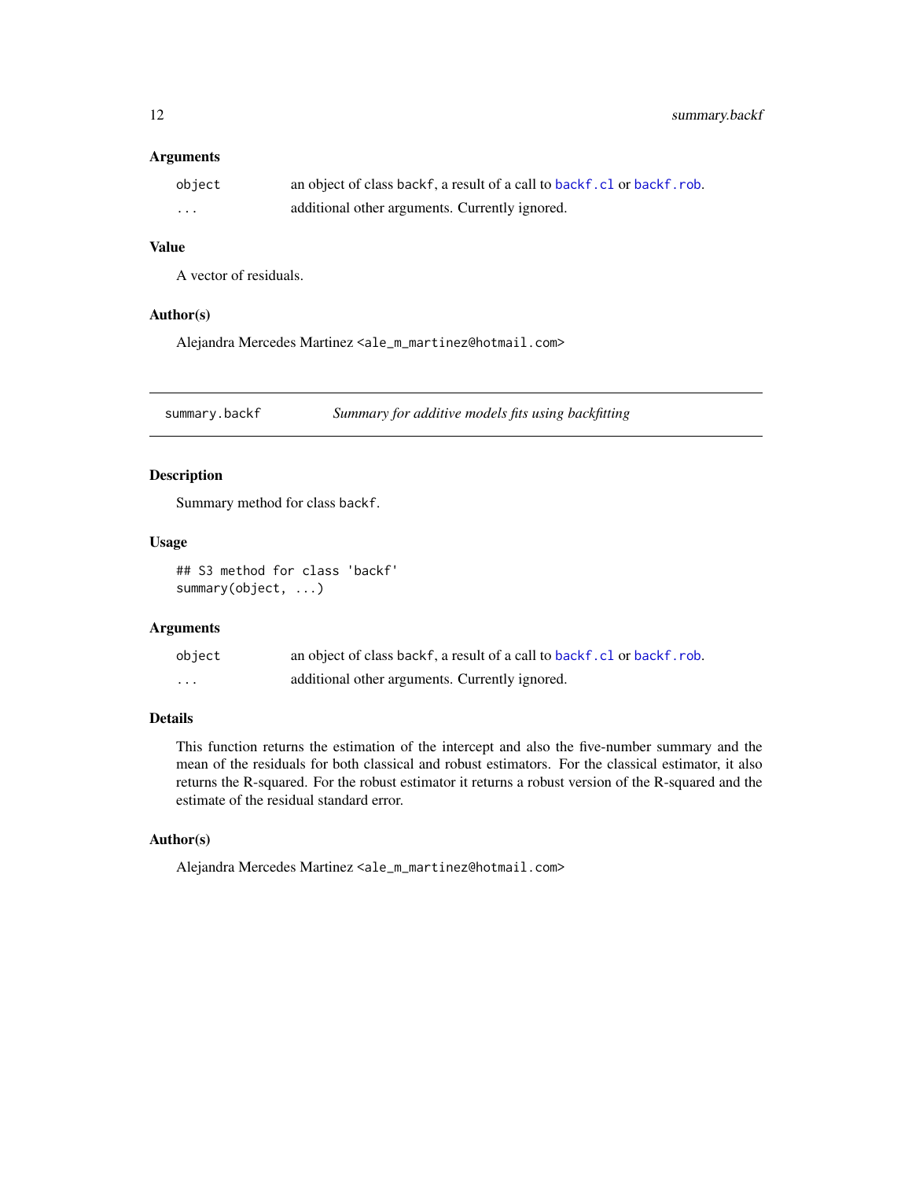### Arguments

| | |
|---|---|
| `object` | an object of class `backf`, a result of a call to `backf.cl` or `backf.rob`. |
| `...` | additional other arguments. Currently ignored. |

### Value

A vector of residuals.

### Author(s)

Alejandra Mercedes Martinez `<ale_m_martinez@hotmail.com>`

---

## summary.backf — *Summary for additive models fits using backfitting*

### Description

Summary method for class `backf`.

### Usage

```
## S3 method for class 'backf'
summary(object, ...)
```

### Arguments

| | |
|---|---|
| `object` | an object of class `backf`, a result of a call to `backf.cl` or `backf.rob`. |
| `...` | additional other arguments. Currently ignored. |

### Details

This function returns the estimation of the intercept and also the five-number summary and the mean of the residuals for both classical and robust estimators. For the classical estimator, it also returns the R-squared. For the robust estimator it returns a robust version of the R-squared and the estimate of the residual standard error.

### Author(s)

Alejandra Mercedes Martinez `<ale_m_martinez@hotmail.com>`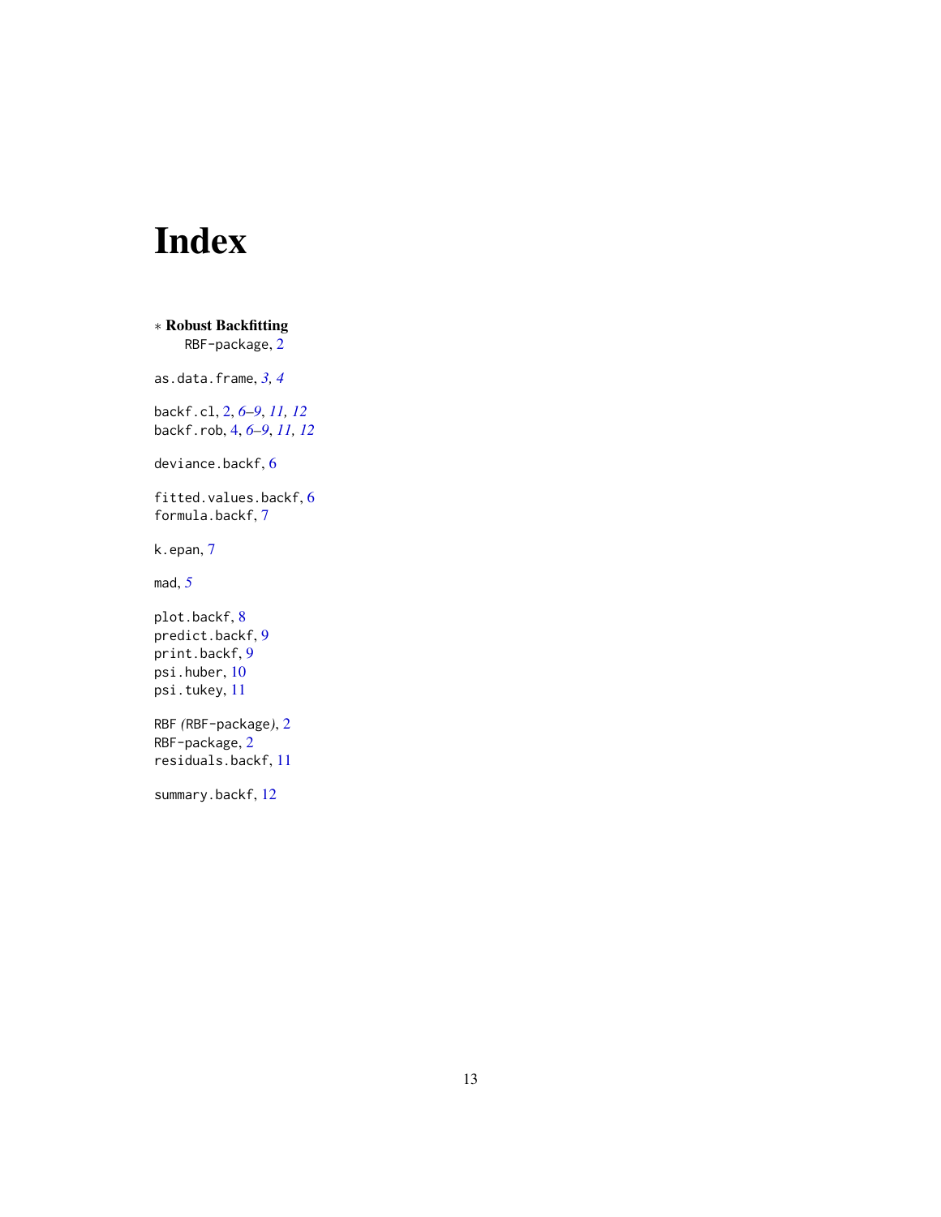# Index

∗ **Robust Backfitting**
  RBF-package, 2

as.data.frame, *3, 4*

backf.cl, 2, *6–9*, *11, 12*
backf.rob, 4, *6–9*, *11, 12*

deviance.backf, 6

fitted.values.backf, 6
formula.backf, 7

k.epan, 7

mad, *5*

plot.backf, 8
predict.backf, 9
print.backf, 9
psi.huber, 10
psi.tukey, 11

RBF (RBF-package), 2
RBF-package, 2
residuals.backf, 11

summary.backf, 12